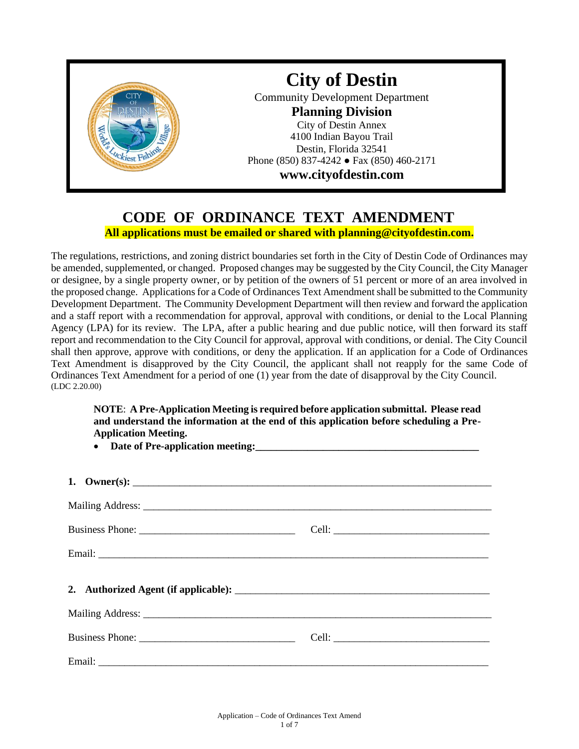# City of Destin

Community Development Department

**Planning Division**

City of Destin Annex
4100 Indian Bayou Trail
Destin, Florida 32541
Phone (850) 837-4242 ● Fax (850) 460-2171

**www.cityofdestin.com**

## CODE OF ORDINANCE TEXT AMENDMENT

**All applications must be emailed or shared with planning@cityofdestin.com.**

The regulations, restrictions, and zoning district boundaries set forth in the City of Destin Code of Ordinances may be amended, supplemented, or changed. Proposed changes may be suggested by the City Council, the City Manager or designee, by a single property owner, or by petition of the owners of 51 percent or more of an area involved in the proposed change. Applications for a Code of Ordinances Text Amendment shall be submitted to the Community Development Department. The Community Development Department will then review and forward the application and a staff report with a recommendation for approval, approval with conditions, or denial to the Local Planning Agency (LPA) for its review. The LPA, after a public hearing and due public notice, will then forward its staff report and recommendation to the City Council for approval, approval with conditions, or denial. The City Council shall then approve, approve with conditions, or deny the application. If an application for a Code of Ordinances Text Amendment is disapproved by the City Council, the applicant shall not reapply for the same Code of Ordinances Text Amendment for a period of one (1) year from the date of disapproval by the City Council. (LDC 2.20.00)

**NOTE**: **A Pre-Application Meeting is required before application submittal. Please read and understand the information at the end of this application before scheduling a Pre-Application Meeting.**

- **Date of Pre-application meeting:\_\_\_\_\_\_\_\_\_\_\_\_\_\_\_\_\_\_\_\_\_\_\_\_\_\_\_\_\_\_\_\_\_\_\_\_\_\_\_\_**

**1. Owner(s):** \_\_\_\_\_\_\_\_\_\_\_\_\_\_\_\_\_\_\_\_\_\_\_\_\_\_\_\_\_\_\_\_\_\_\_\_\_\_\_\_\_\_\_\_\_\_\_\_\_\_\_\_\_\_\_\_\_\_\_\_

Mailing Address: \_\_\_\_\_\_\_\_\_\_\_\_\_\_\_\_\_\_\_\_\_\_\_\_\_\_\_\_\_\_\_\_\_\_\_\_\_\_\_\_\_\_\_\_\_\_\_\_\_\_\_\_\_\_\_\_

Business Phone: \_\_\_\_\_\_\_\_\_\_\_\_\_\_\_\_\_\_\_\_\_\_\_\_\_\_ Cell: \_\_\_\_\_\_\_\_\_\_\_\_\_\_\_\_\_\_\_\_\_\_\_\_\_\_

Email: \_\_\_\_\_\_\_\_\_\_\_\_\_\_\_\_\_\_\_\_\_\_\_\_\_\_\_\_\_\_\_\_\_\_\_\_\_\_\_\_\_\_\_\_\_\_\_\_\_\_\_\_\_\_\_\_\_\_\_\_\_\_

**2. Authorized Agent (if applicable):** \_\_\_\_\_\_\_\_\_\_\_\_\_\_\_\_\_\_\_\_\_\_\_\_\_\_\_\_\_\_\_\_\_\_\_\_\_\_\_\_

Mailing Address: \_\_\_\_\_\_\_\_\_\_\_\_\_\_\_\_\_\_\_\_\_\_\_\_\_\_\_\_\_\_\_\_\_\_\_\_\_\_\_\_\_\_\_\_\_\_\_\_\_\_\_\_\_\_\_\_

Business Phone: \_\_\_\_\_\_\_\_\_\_\_\_\_\_\_\_\_\_\_\_\_\_\_\_\_\_ Cell: \_\_\_\_\_\_\_\_\_\_\_\_\_\_\_\_\_\_\_\_\_\_\_\_\_\_

Email: \_\_\_\_\_\_\_\_\_\_\_\_\_\_\_\_\_\_\_\_\_\_\_\_\_\_\_\_\_\_\_\_\_\_\_\_\_\_\_\_\_\_\_\_\_\_\_\_\_\_\_\_\_\_\_\_\_\_\_\_\_\_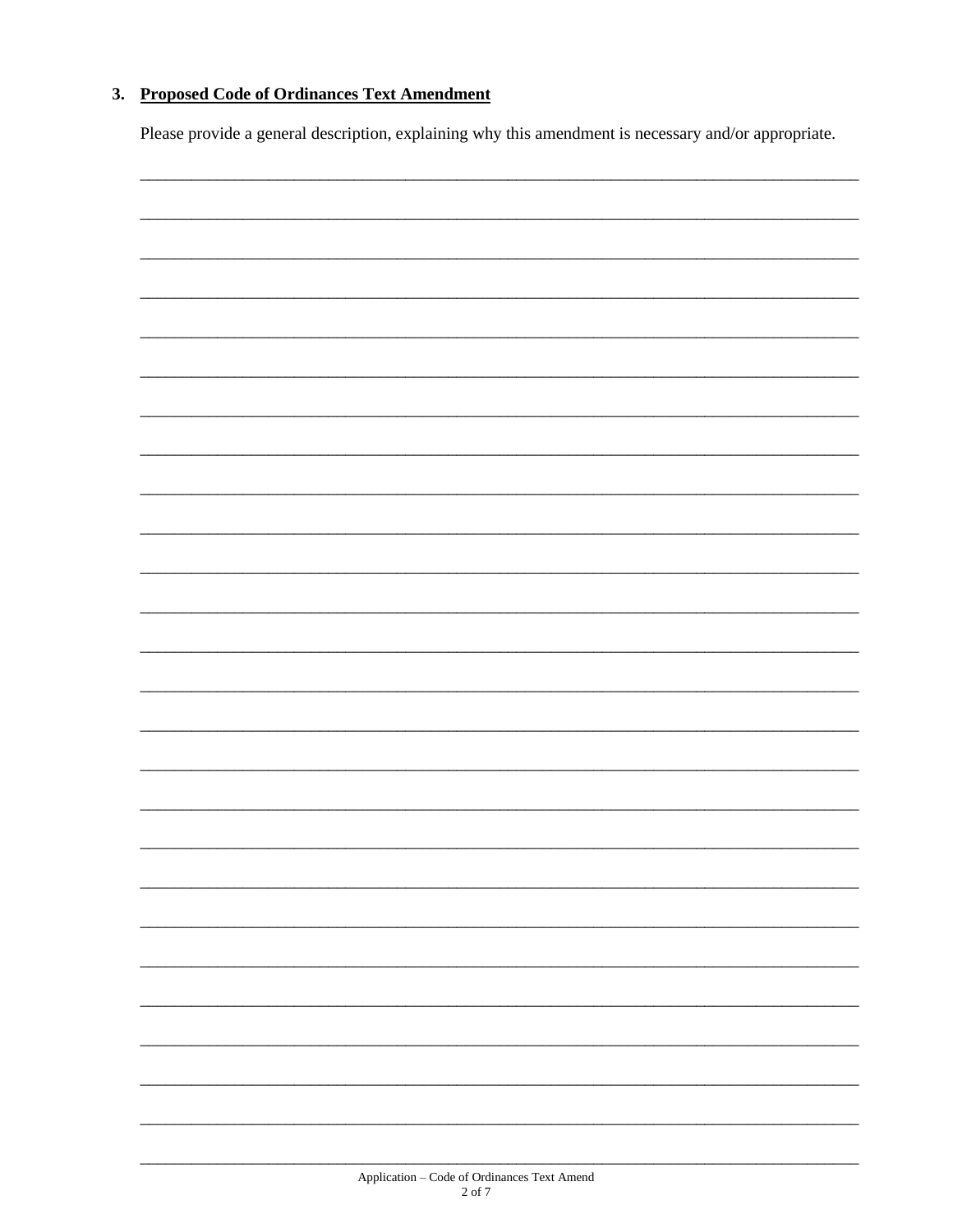3. **Proposed Code of Ordinances Text Amendment**

Please provide a general description, explaining why this amendment is necessary and/or appropriate.

____________________________________________________________________________

____________________________________________________________________________

____________________________________________________________________________

____________________________________________________________________________

____________________________________________________________________________

____________________________________________________________________________

____________________________________________________________________________

____________________________________________________________________________

____________________________________________________________________________

____________________________________________________________________________

____________________________________________________________________________

____________________________________________________________________________

____________________________________________________________________________

____________________________________________________________________________

____________________________________________________________________________

____________________________________________________________________________

____________________________________________________________________________

____________________________________________________________________________

____________________________________________________________________________

____________________________________________________________________________

____________________________________________________________________________

____________________________________________________________________________

____________________________________________________________________________

____________________________________________________________________________

____________________________________________________________________________

____________________________________________________________________________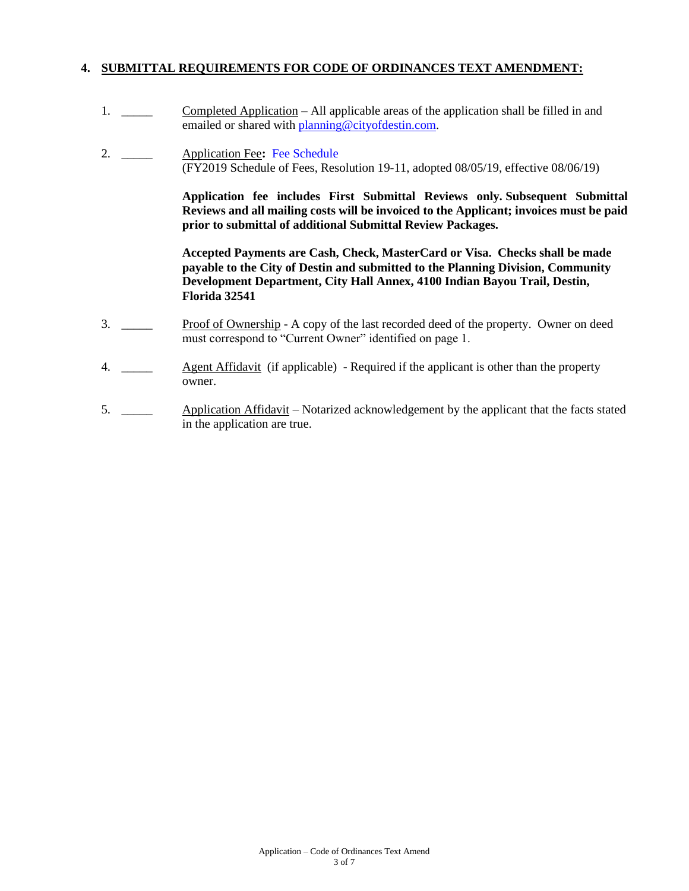## 4. SUBMITTAL REQUIREMENTS FOR CODE OF ORDINANCES TEXT AMENDMENT:

1. _____ Completed Application – All applicable areas of the application shall be filled in and emailed or shared with planning@cityofdestin.com.

2. _____ Application Fee**:** Fee Schedule
   (FY2019 Schedule of Fees, Resolution 19-11, adopted 08/05/19, effective 08/06/19)

   **Application fee includes First Submittal Reviews only. Subsequent Submittal Reviews and all mailing costs will be invoiced to the Applicant; invoices must be paid prior to submittal of additional Submittal Review Packages.**

   **Accepted Payments are Cash, Check, MasterCard or Visa. Checks shall be made payable to the City of Destin and submitted to the Planning Division, Community Development Department, City Hall Annex, 4100 Indian Bayou Trail, Destin, Florida 32541**

3. _____ Proof of Ownership - A copy of the last recorded deed of the property. Owner on deed must correspond to "Current Owner" identified on page 1.

4. _____ Agent Affidavit (if applicable) - Required if the applicant is other than the property owner.

5. _____ Application Affidavit – Notarized acknowledgement by the applicant that the facts stated in the application are true.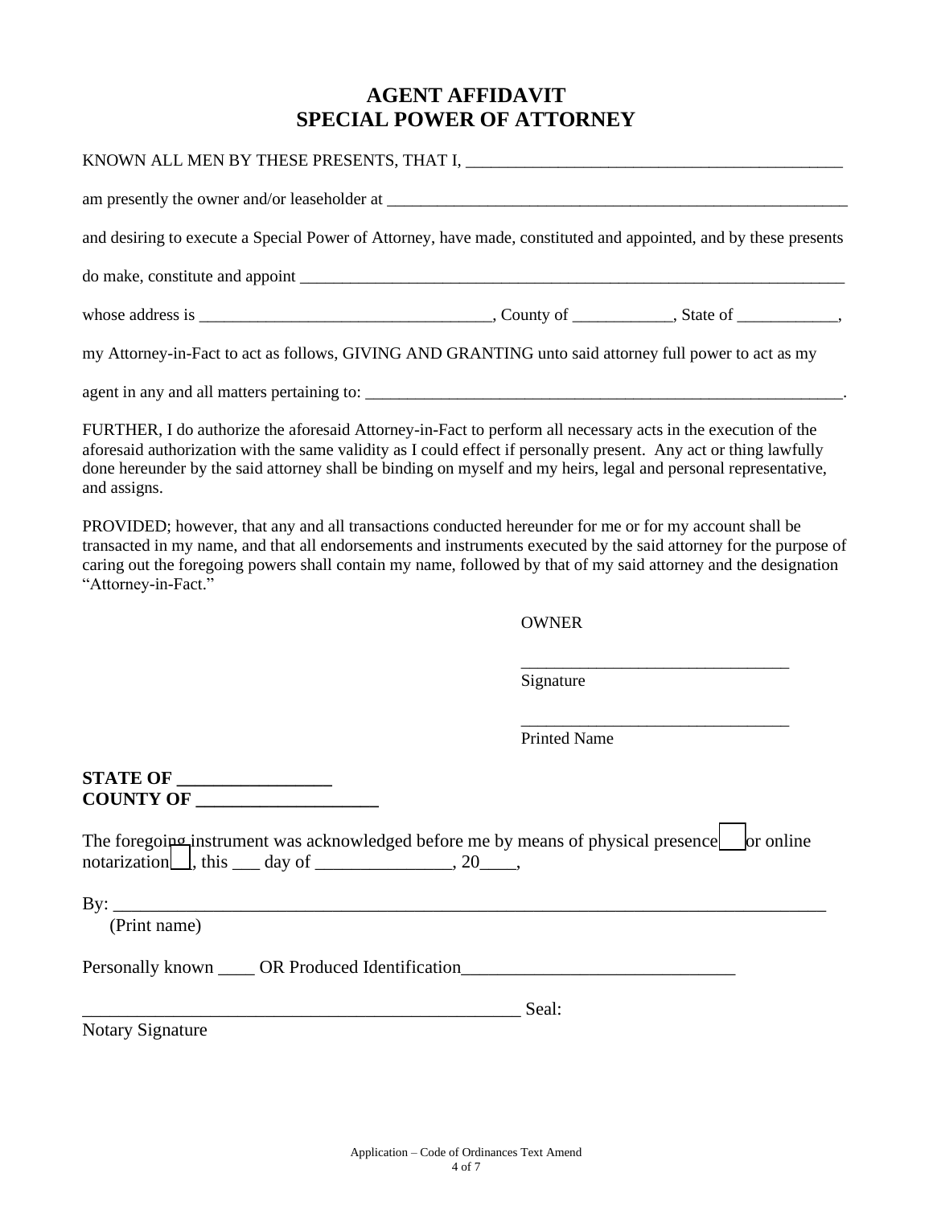# AGENT AFFIDAVIT
# SPECIAL POWER OF ATTORNEY

KNOWN ALL MEN BY THESE PRESENTS, THAT I, _____________________________________________

am presently the owner and/or leaseholder at _________________________________________________________

and desiring to execute a Special Power of Attorney, have made, constituted and appointed, and by these presents

do make, constitute and appoint _____________________________________________________________________

whose address is __________________________________, County of ___________, State of ___________,

my Attorney-in-Fact to act as follows, GIVING AND GRANTING unto said attorney full power to act as my

agent in any and all matters pertaining to: ____________________________________________________________.

FURTHER, I do authorize the aforesaid Attorney-in-Fact to perform all necessary acts in the execution of the aforesaid authorization with the same validity as I could effect if personally present. Any act or thing lawfully done hereunder by the said attorney shall be binding on myself and my heirs, legal and personal representative, and assigns.

PROVIDED; however, that any and all transactions conducted hereunder for me or for my account shall be transacted in my name, and that all endorsements and instruments executed by the said attorney for the purpose of caring out the foregoing powers shall contain my name, followed by that of my said attorney and the designation "Attorney-in-Fact."

OWNER

________________________________
Signature

________________________________
Printed Name

**STATE OF ________________**
**COUNTY OF ___________________**

The foregoing instrument was acknowledged before me by means of physical presence ☐ or online notarization ☐, this ___ day of _______________, 20____,

By: ________________________________________________________________________________
(Print name)

Personally known ____ OR Produced Identification______________________________

__________________________________________________ Seal:
Notary Signature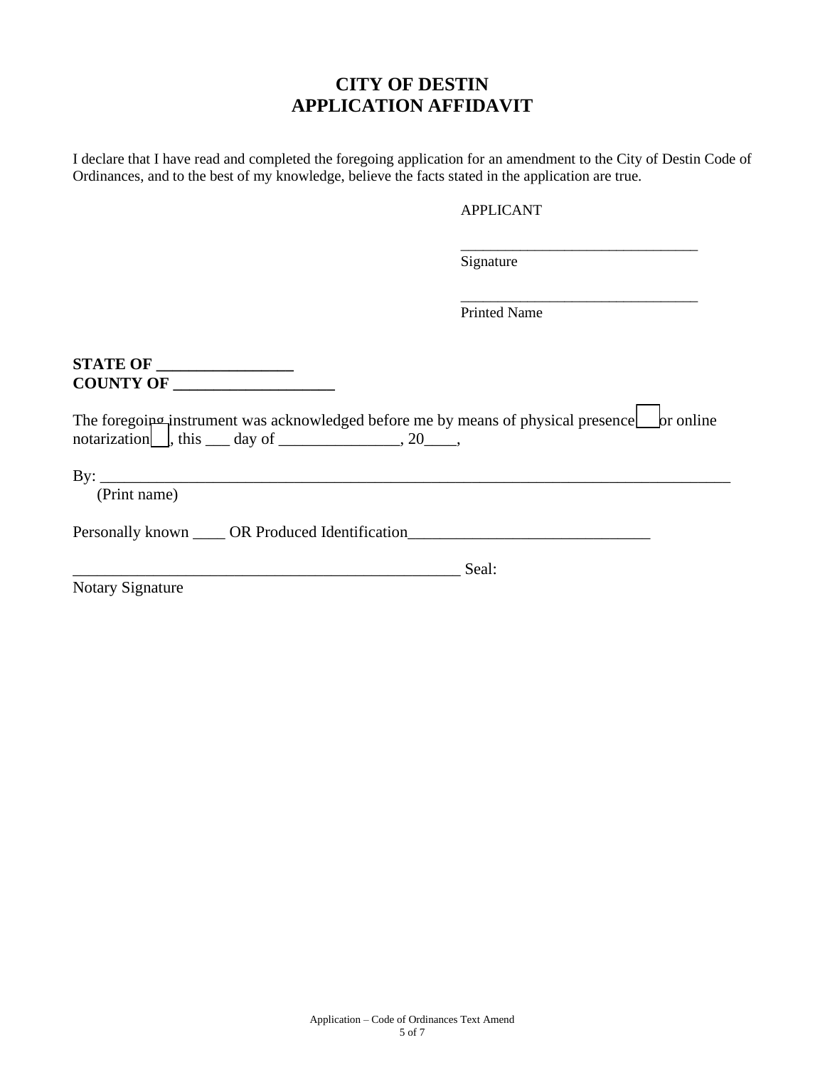# CITY OF DESTIN
# APPLICATION AFFIDAVIT

I declare that I have read and completed the foregoing application for an amendment to the City of Destin Code of Ordinances, and to the best of my knowledge, believe the facts stated in the application are true.

APPLICANT

________________________________
Signature

________________________________
Printed Name

**STATE OF _________________**
**COUNTY OF ____________________**

The foregoing instrument was acknowledged before me by means of physical presence ☐ or online notarization ☐, this ___ day of _______________, 20____,

By: ___________________________________________________________________________
(Print name)

Personally known ____ OR Produced Identification______________________________

_________________________________________________ Seal:
Notary Signature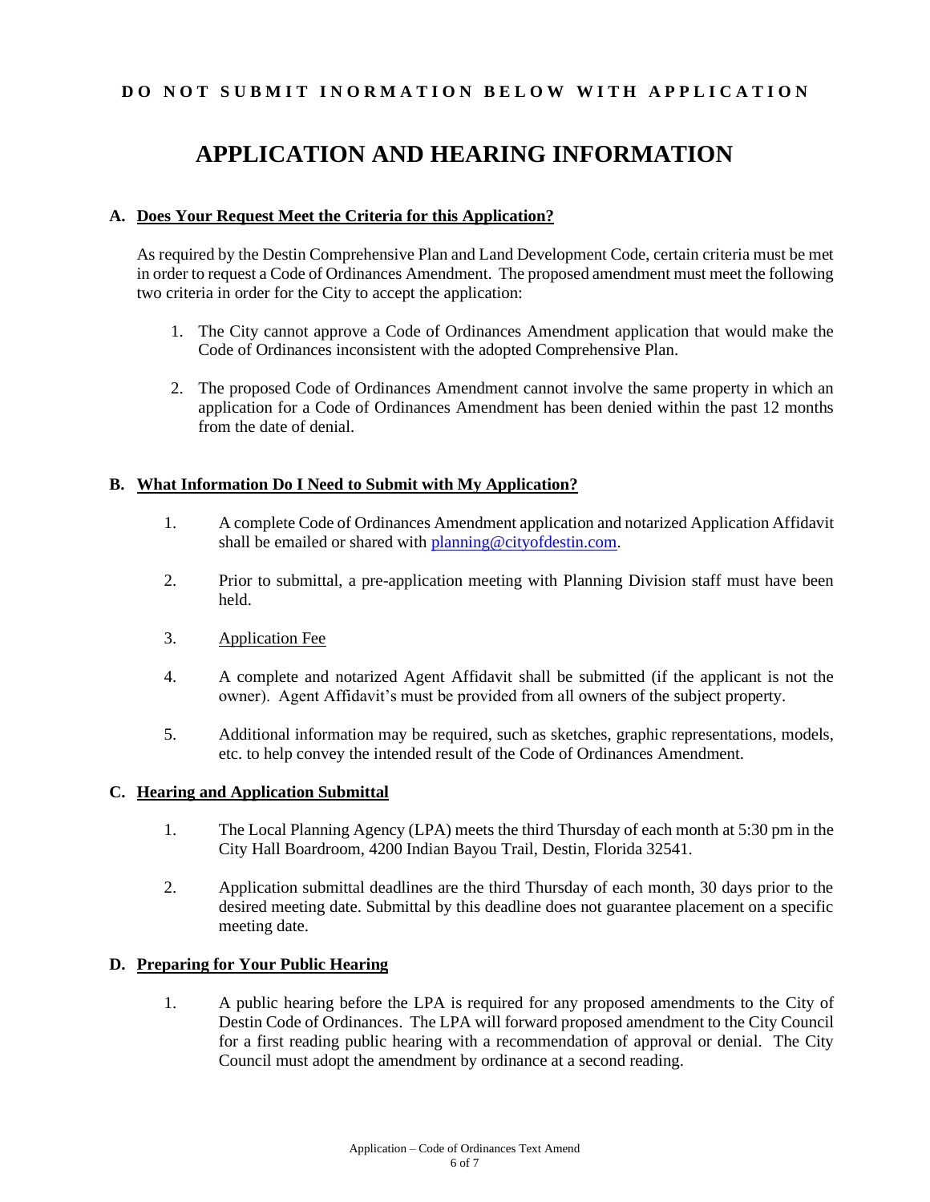**DO NOT SUBMIT INORMATION BELOW WITH APPLICATION**

# APPLICATION AND HEARING INFORMATION

## A. Does Your Request Meet the Criteria for this Application?

As required by the Destin Comprehensive Plan and Land Development Code, certain criteria must be met in order to request a Code of Ordinances Amendment. The proposed amendment must meet the following two criteria in order for the City to accept the application:

1. The City cannot approve a Code of Ordinances Amendment application that would make the Code of Ordinances inconsistent with the adopted Comprehensive Plan.
2. The proposed Code of Ordinances Amendment cannot involve the same property in which an application for a Code of Ordinances Amendment has been denied within the past 12 months from the date of denial.

## B. What Information Do I Need to Submit with My Application?

1. A complete Code of Ordinances Amendment application and notarized Application Affidavit shall be emailed or shared with planning@cityofdestin.com.
2. Prior to submittal, a pre-application meeting with Planning Division staff must have been held.
3. Application Fee
4. A complete and notarized Agent Affidavit shall be submitted (if the applicant is not the owner). Agent Affidavit's must be provided from all owners of the subject property.
5. Additional information may be required, such as sketches, graphic representations, models, etc. to help convey the intended result of the Code of Ordinances Amendment.

## C. Hearing and Application Submittal

1. The Local Planning Agency (LPA) meets the third Thursday of each month at 5:30 pm in the City Hall Boardroom, 4200 Indian Bayou Trail, Destin, Florida 32541.
2. Application submittal deadlines are the third Thursday of each month, 30 days prior to the desired meeting date. Submittal by this deadline does not guarantee placement on a specific meeting date.

## D. Preparing for Your Public Hearing

1. A public hearing before the LPA is required for any proposed amendments to the City of Destin Code of Ordinances. The LPA will forward proposed amendment to the City Council for a first reading public hearing with a recommendation of approval or denial. The City Council must adopt the amendment by ordinance at a second reading.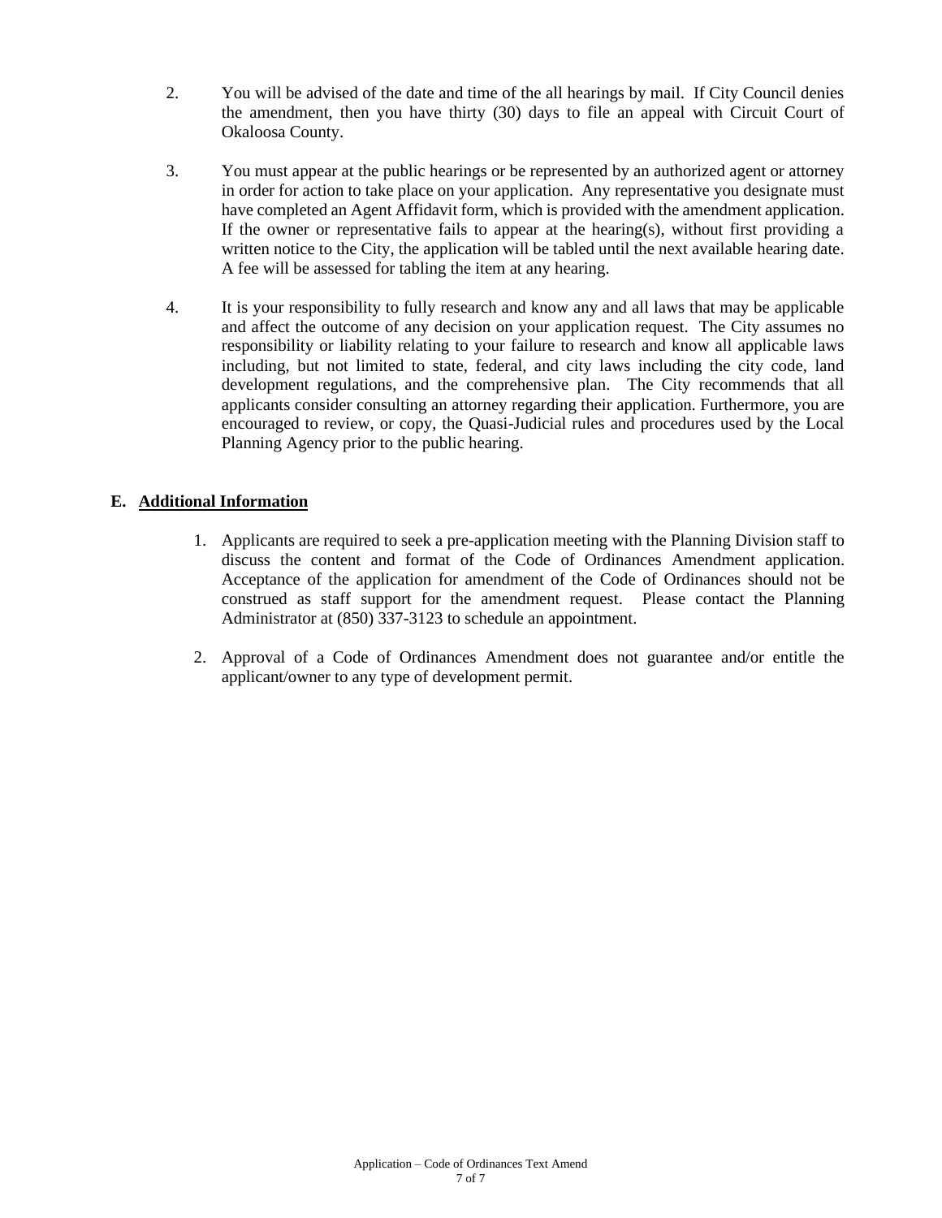2. You will be advised of the date and time of the all hearings by mail. If City Council denies the amendment, then you have thirty (30) days to file an appeal with Circuit Court of Okaloosa County.

3. You must appear at the public hearings or be represented by an authorized agent or attorney in order for action to take place on your application. Any representative you designate must have completed an Agent Affidavit form, which is provided with the amendment application. If the owner or representative fails to appear at the hearing(s), without first providing a written notice to the City, the application will be tabled until the next available hearing date. A fee will be assessed for tabling the item at any hearing.

4. It is your responsibility to fully research and know any and all laws that may be applicable and affect the outcome of any decision on your application request. The City assumes no responsibility or liability relating to your failure to research and know all applicable laws including, but not limited to state, federal, and city laws including the city code, land development regulations, and the comprehensive plan. The City recommends that all applicants consider consulting an attorney regarding their application. Furthermore, you are encouraged to review, or copy, the Quasi-Judicial rules and procedures used by the Local Planning Agency prior to the public hearing.

## E. Additional Information

1. Applicants are required to seek a pre-application meeting with the Planning Division staff to discuss the content and format of the Code of Ordinances Amendment application. Acceptance of the application for amendment of the Code of Ordinances should not be construed as staff support for the amendment request. Please contact the Planning Administrator at (850) 337-3123 to schedule an appointment.

2. Approval of a Code of Ordinances Amendment does not guarantee and/or entitle the applicant/owner to any type of development permit.